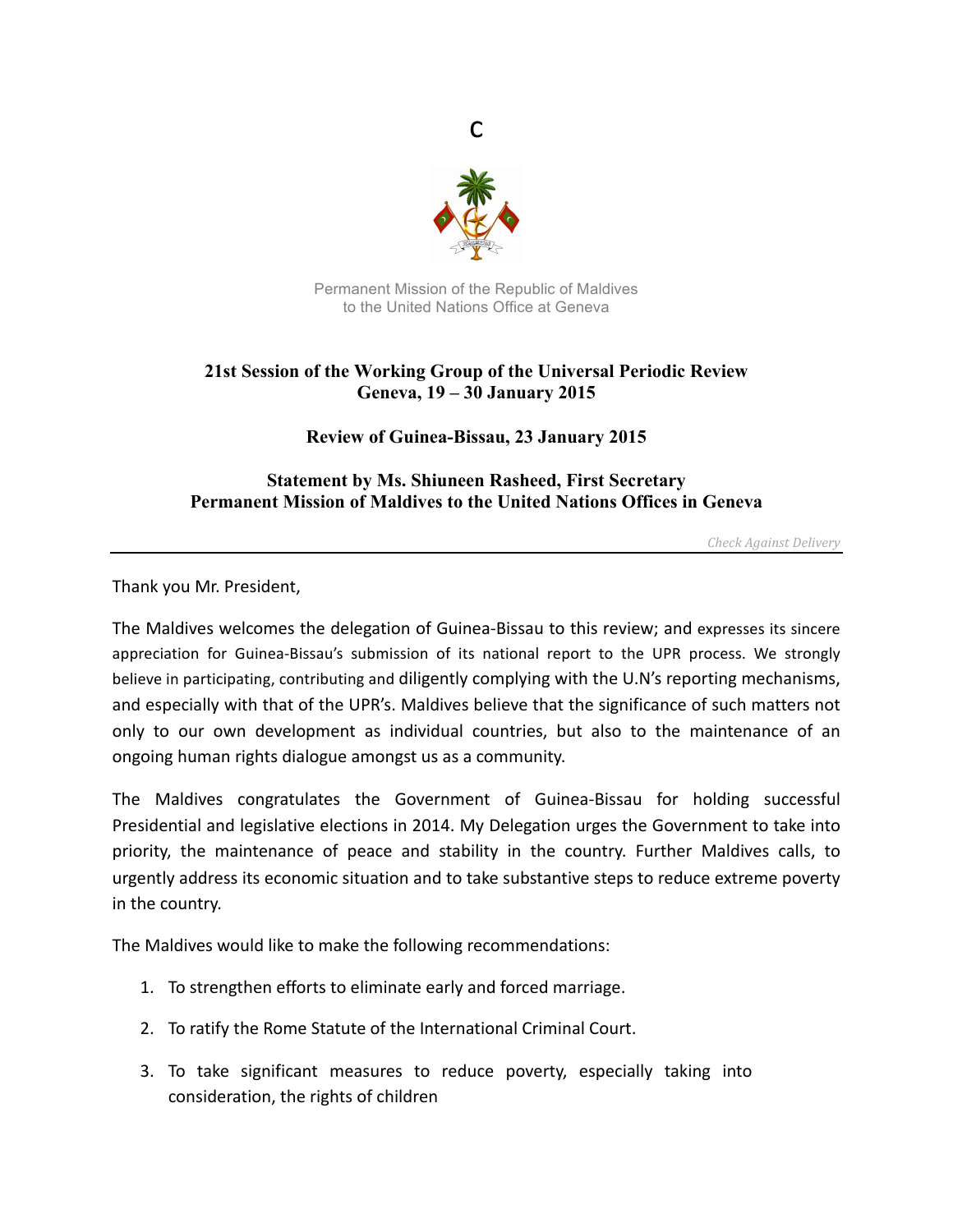C

Permanent Mission of the Republic of Maldives
to the United Nations Office at Geneva

**21st Session of the Working Group of the Universal Periodic Review**
**Geneva, 19 – 30 January 2015**

**Review of Guinea-Bissau, 23 January 2015**

**Statement by Ms. Shiuneen Rasheed, First Secretary**
**Permanent Mission of Maldives to the United Nations Offices in Geneva**

*Check Against Delivery*

---

Thank you Mr. President,

The Maldives welcomes the delegation of Guinea-Bissau to this review; and expresses its sincere appreciation for Guinea-Bissau's submission of its national report to the UPR process. We strongly believe in participating, contributing and diligently complying with the U.N's reporting mechanisms, and especially with that of the UPR's. Maldives believe that the significance of such matters not only to our own development as individual countries, but also to the maintenance of an ongoing human rights dialogue amongst us as a community.

The Maldives congratulates the Government of Guinea-Bissau for holding successful Presidential and legislative elections in 2014. My Delegation urges the Government to take into priority, the maintenance of peace and stability in the country. Further Maldives calls, to urgently address its economic situation and to take substantive steps to reduce extreme poverty in the country.

The Maldives would like to make the following recommendations:

1. To strengthen efforts to eliminate early and forced marriage.
2. To ratify the Rome Statute of the International Criminal Court.
3. To take significant measures to reduce poverty, especially taking into consideration, the rights of children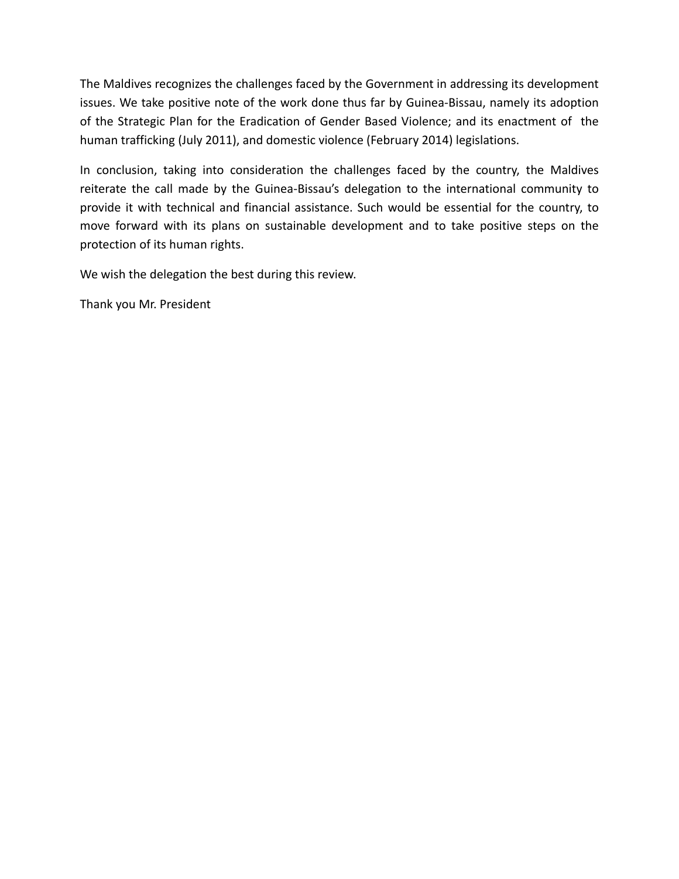The Maldives recognizes the challenges faced by the Government in addressing its development issues. We take positive note of the work done thus far by Guinea-Bissau, namely its adoption of the Strategic Plan for the Eradication of Gender Based Violence; and its enactment of the human trafficking (July 2011), and domestic violence (February 2014) legislations.

In conclusion, taking into consideration the challenges faced by the country, the Maldives reiterate the call made by the Guinea-Bissau's delegation to the international community to provide it with technical and financial assistance. Such would be essential for the country, to move forward with its plans on sustainable development and to take positive steps on the protection of its human rights.

We wish the delegation the best during this review.

Thank you Mr. President